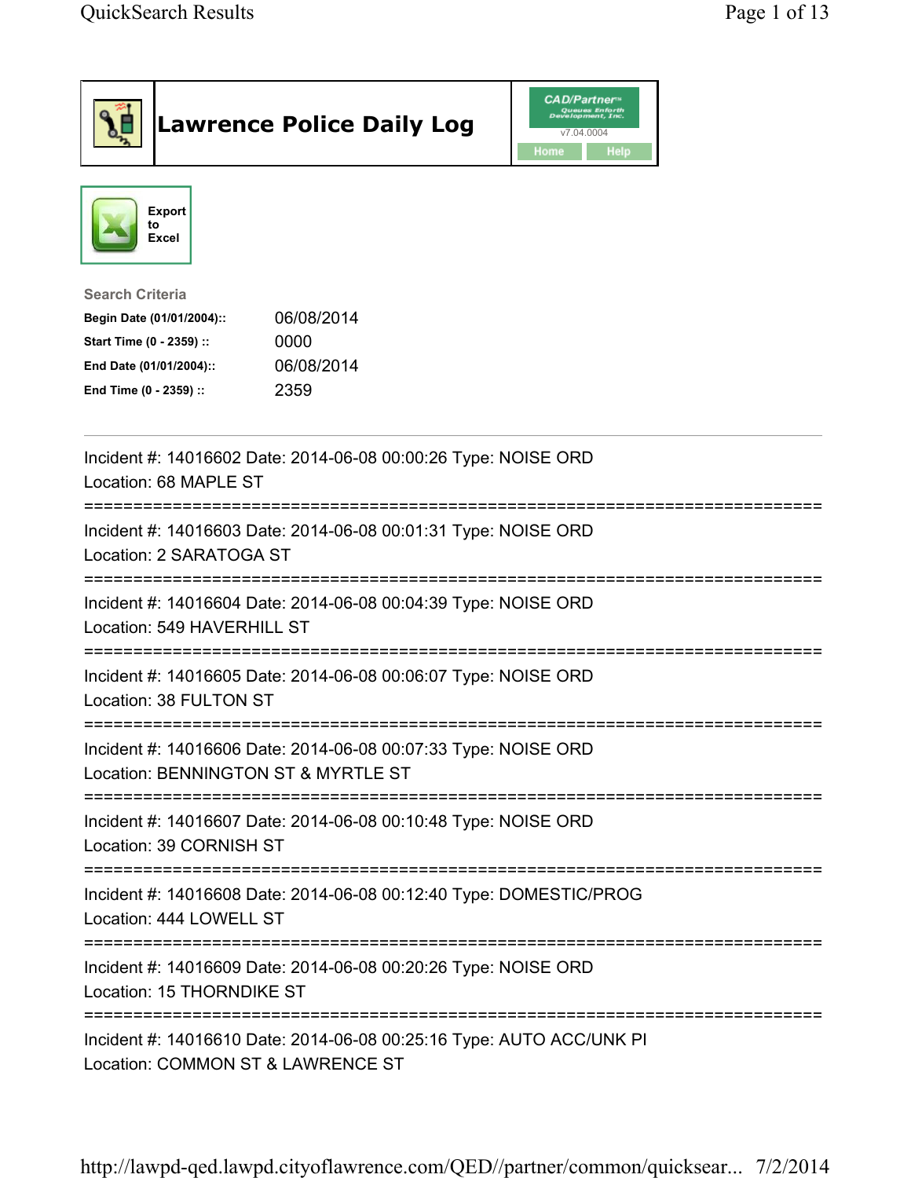# Lawrence Police Daily Log

CAD/Partner™ Queues Enforth Development, Inc.
v7.04.0004
Home Help

Export to Excel

**Search Criteria**

| | |
|---|---|
| **Begin Date (01/01/2004)::** | 06/08/2014 |
| **Start Time (0 - 2359) ::** | 0000 |
| **End Date (01/01/2004)::** | 06/08/2014 |
| **End Time (0 - 2359) ::** | 2359 |

---

Incident #: 14016602 Date: 2014-06-08 00:00:26 Type: NOISE ORD
Location: 68 MAPLE ST

===========================================================================

Incident #: 14016603 Date: 2014-06-08 00:01:31 Type: NOISE ORD
Location: 2 SARATOGA ST

===========================================================================

Incident #: 14016604 Date: 2014-06-08 00:04:39 Type: NOISE ORD
Location: 549 HAVERHILL ST

===========================================================================

Incident #: 14016605 Date: 2014-06-08 00:06:07 Type: NOISE ORD
Location: 38 FULTON ST

===========================================================================

Incident #: 14016606 Date: 2014-06-08 00:07:33 Type: NOISE ORD
Location: BENNINGTON ST & MYRTLE ST

===========================================================================

Incident #: 14016607 Date: 2014-06-08 00:10:48 Type: NOISE ORD
Location: 39 CORNISH ST

===========================================================================

Incident #: 14016608 Date: 2014-06-08 00:12:40 Type: DOMESTIC/PROG
Location: 444 LOWELL ST

===========================================================================

Incident #: 14016609 Date: 2014-06-08 00:20:26 Type: NOISE ORD
Location: 15 THORNDIKE ST

===========================================================================

Incident #: 14016610 Date: 2014-06-08 00:25:16 Type: AUTO ACC/UNK PI
Location: COMMON ST & LAWRENCE ST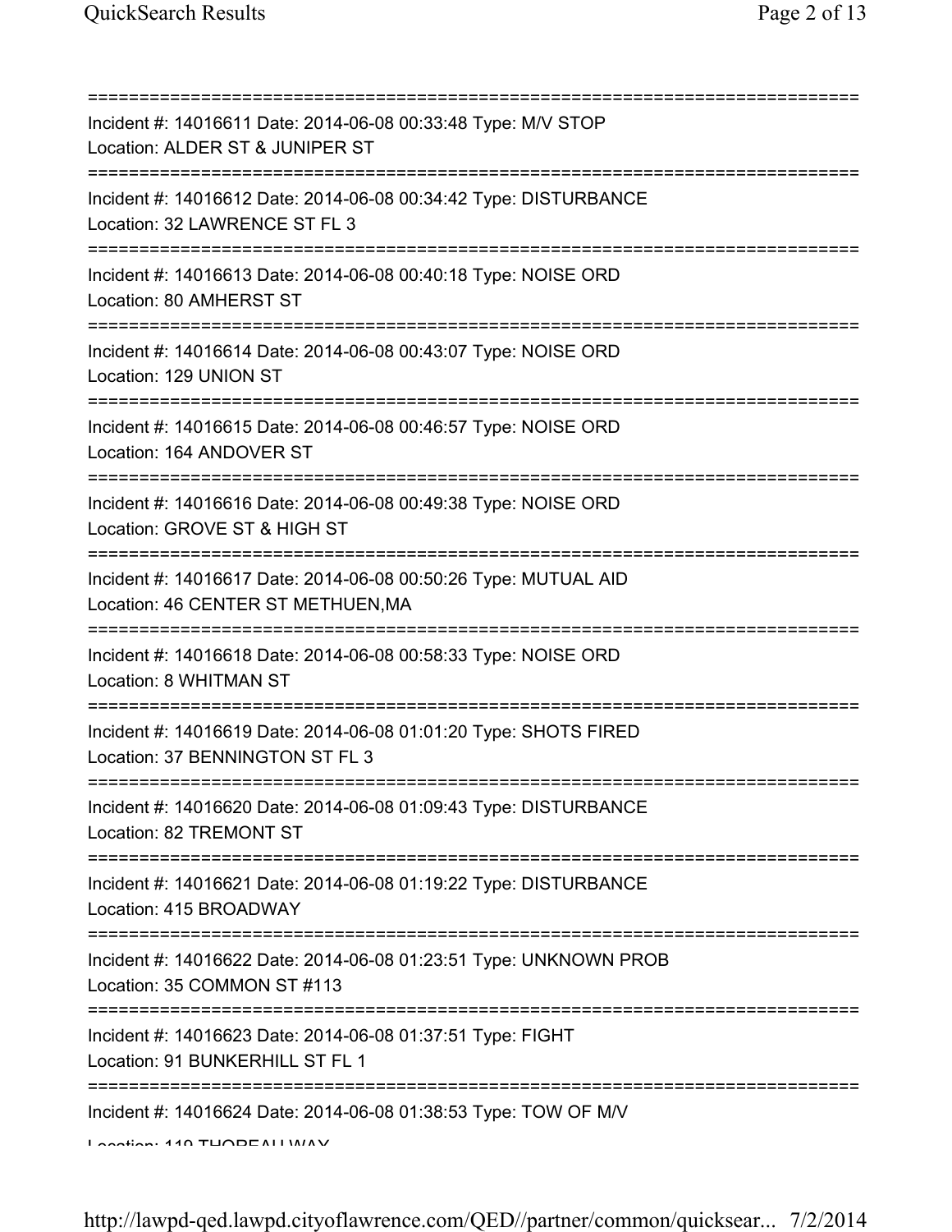===========================================================================

Incident #: 14016611 Date: 2014-06-08 00:33:48 Type: M/V STOP
Location: ALDER ST & JUNIPER ST

===========================================================================

Incident #: 14016612 Date: 2014-06-08 00:34:42 Type: DISTURBANCE
Location: 32 LAWRENCE ST FL 3

===========================================================================

Incident #: 14016613 Date: 2014-06-08 00:40:18 Type: NOISE ORD
Location: 80 AMHERST ST

===========================================================================

Incident #: 14016614 Date: 2014-06-08 00:43:07 Type: NOISE ORD
Location: 129 UNION ST

===========================================================================

Incident #: 14016615 Date: 2014-06-08 00:46:57 Type: NOISE ORD
Location: 164 ANDOVER ST

===========================================================================

Incident #: 14016616 Date: 2014-06-08 00:49:38 Type: NOISE ORD
Location: GROVE ST & HIGH ST

===========================================================================

Incident #: 14016617 Date: 2014-06-08 00:50:26 Type: MUTUAL AID
Location: 46 CENTER ST METHUEN,MA

===========================================================================

Incident #: 14016618 Date: 2014-06-08 00:58:33 Type: NOISE ORD
Location: 8 WHITMAN ST

===========================================================================

Incident #: 14016619 Date: 2014-06-08 01:01:20 Type: SHOTS FIRED
Location: 37 BENNINGTON ST FL 3

===========================================================================

Incident #: 14016620 Date: 2014-06-08 01:09:43 Type: DISTURBANCE
Location: 82 TREMONT ST

===========================================================================

Incident #: 14016621 Date: 2014-06-08 01:19:22 Type: DISTURBANCE
Location: 415 BROADWAY

===========================================================================

Incident #: 14016622 Date: 2014-06-08 01:23:51 Type: UNKNOWN PROB
Location: 35 COMMON ST #113

===========================================================================

Incident #: 14016623 Date: 2014-06-08 01:37:51 Type: FIGHT
Location: 91 BUNKERHILL ST FL 1

===========================================================================

Incident #: 14016624 Date: 2014-06-08 01:38:53 Type: TOW OF M/V
Location: 119 THOREAU WAY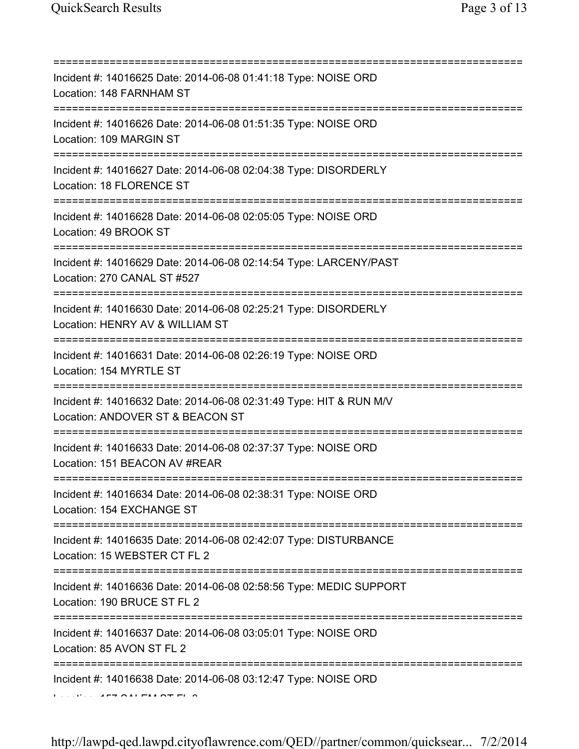===========================================================================

Incident #: 14016625 Date: 2014-06-08 01:41:18 Type: NOISE ORD
Location: 148 FARNHAM ST

===========================================================================

Incident #: 14016626 Date: 2014-06-08 01:51:35 Type: NOISE ORD
Location: 109 MARGIN ST

===========================================================================

Incident #: 14016627 Date: 2014-06-08 02:04:38 Type: DISORDERLY
Location: 18 FLORENCE ST

===========================================================================

Incident #: 14016628 Date: 2014-06-08 02:05:05 Type: NOISE ORD
Location: 49 BROOK ST

===========================================================================

Incident #: 14016629 Date: 2014-06-08 02:14:54 Type: LARCENY/PAST
Location: 270 CANAL ST #527

===========================================================================

Incident #: 14016630 Date: 2014-06-08 02:25:21 Type: DISORDERLY
Location: HENRY AV & WILLIAM ST

===========================================================================

Incident #: 14016631 Date: 2014-06-08 02:26:19 Type: NOISE ORD
Location: 154 MYRTLE ST

===========================================================================

Incident #: 14016632 Date: 2014-06-08 02:31:49 Type: HIT & RUN M/V
Location: ANDOVER ST & BEACON ST

===========================================================================

Incident #: 14016633 Date: 2014-06-08 02:37:37 Type: NOISE ORD
Location: 151 BEACON AV #REAR

===========================================================================

Incident #: 14016634 Date: 2014-06-08 02:38:31 Type: NOISE ORD
Location: 154 EXCHANGE ST

===========================================================================

Incident #: 14016635 Date: 2014-06-08 02:42:07 Type: DISTURBANCE
Location: 15 WEBSTER CT FL 2

===========================================================================

Incident #: 14016636 Date: 2014-06-08 02:58:56 Type: MEDIC SUPPORT
Location: 190 BRUCE ST FL 2

===========================================================================

Incident #: 14016637 Date: 2014-06-08 03:05:01 Type: NOISE ORD
Location: 85 AVON ST FL 2

===========================================================================

Incident #: 14016638 Date: 2014-06-08 03:12:47 Type: NOISE ORD
Location: 157 SALEM ST FL 2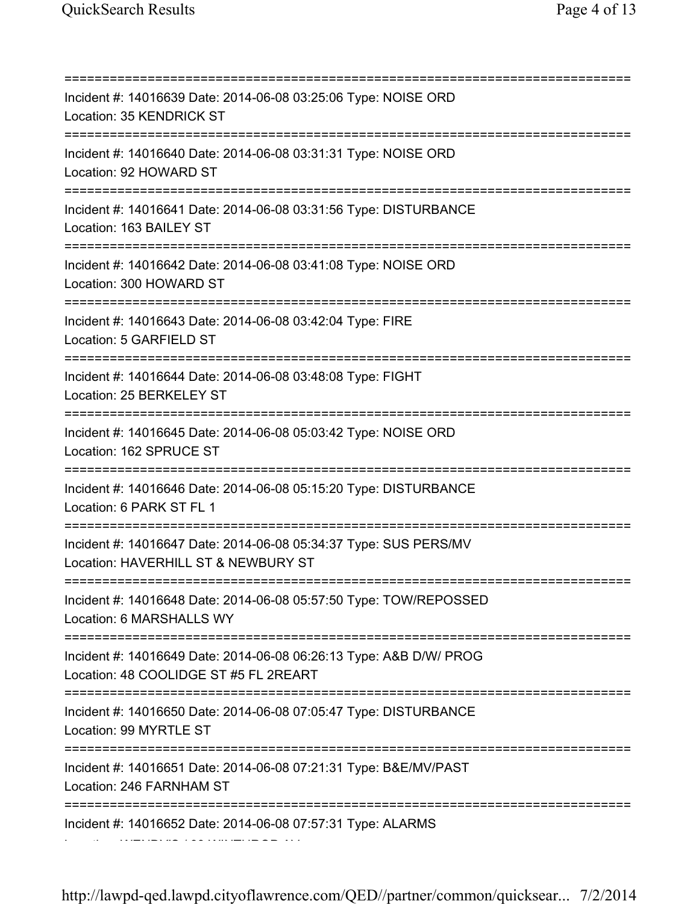===========================================================================
Incident #: 14016639 Date: 2014-06-08 03:25:06 Type: NOISE ORD
Location: 35 KENDRICK ST
===========================================================================
Incident #: 14016640 Date: 2014-06-08 03:31:31 Type: NOISE ORD
Location: 92 HOWARD ST
===========================================================================
Incident #: 14016641 Date: 2014-06-08 03:31:56 Type: DISTURBANCE
Location: 163 BAILEY ST
===========================================================================
Incident #: 14016642 Date: 2014-06-08 03:41:08 Type: NOISE ORD
Location: 300 HOWARD ST
===========================================================================
Incident #: 14016643 Date: 2014-06-08 03:42:04 Type: FIRE
Location: 5 GARFIELD ST
===========================================================================
Incident #: 14016644 Date: 2014-06-08 03:48:08 Type: FIGHT
Location: 25 BERKELEY ST
===========================================================================
Incident #: 14016645 Date: 2014-06-08 05:03:42 Type: NOISE ORD
Location: 162 SPRUCE ST
===========================================================================
Incident #: 14016646 Date: 2014-06-08 05:15:20 Type: DISTURBANCE
Location: 6 PARK ST FL 1
===========================================================================
Incident #: 14016647 Date: 2014-06-08 05:34:37 Type: SUS PERS/MV
Location: HAVERHILL ST & NEWBURY ST
===========================================================================
Incident #: 14016648 Date: 2014-06-08 05:57:50 Type: TOW/REPOSSED
Location: 6 MARSHALLS WY
===========================================================================
Incident #: 14016649 Date: 2014-06-08 06:26:13 Type: A&B D/W/ PROG
Location: 48 COOLIDGE ST #5 FL 2REART
===========================================================================
Incident #: 14016650 Date: 2014-06-08 07:05:47 Type: DISTURBANCE
Location: 99 MYRTLE ST
===========================================================================
Incident #: 14016651 Date: 2014-06-08 07:21:31 Type: B&E/MV/PAST
Location: 246 FARNHAM ST
===========================================================================
Incident #: 14016652 Date: 2014-06-08 07:57:31 Type: ALARMS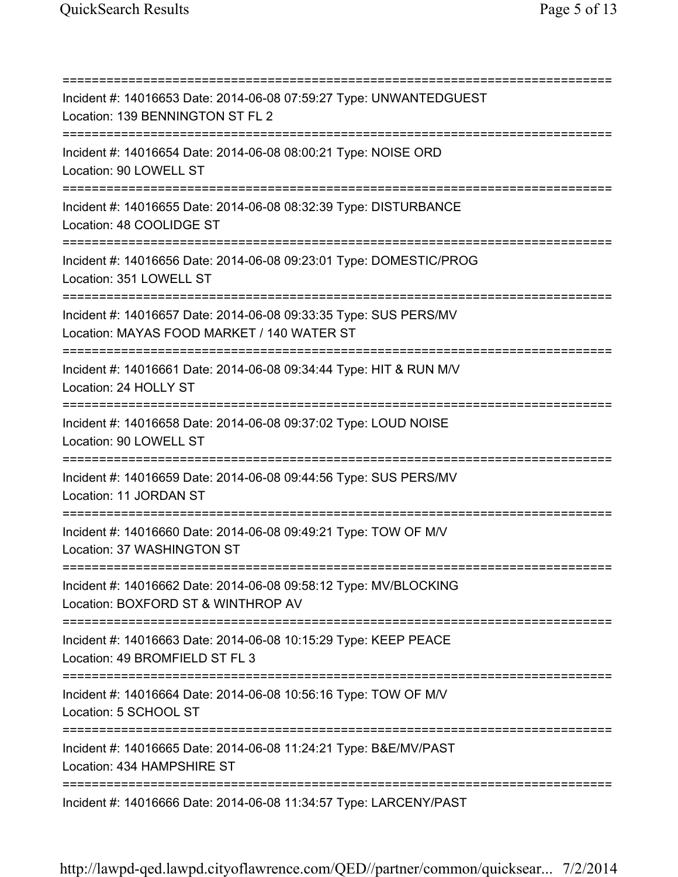===========================================================================

Incident #: 14016653 Date: 2014-06-08 07:59:27 Type: UNWANTEDGUEST
Location: 139 BENNINGTON ST FL 2

===========================================================================

Incident #: 14016654 Date: 2014-06-08 08:00:21 Type: NOISE ORD
Location: 90 LOWELL ST

===========================================================================

Incident #: 14016655 Date: 2014-06-08 08:32:39 Type: DISTURBANCE
Location: 48 COOLIDGE ST

===========================================================================

Incident #: 14016656 Date: 2014-06-08 09:23:01 Type: DOMESTIC/PROG
Location: 351 LOWELL ST

===========================================================================

Incident #: 14016657 Date: 2014-06-08 09:33:35 Type: SUS PERS/MV
Location: MAYAS FOOD MARKET / 140 WATER ST

===========================================================================

Incident #: 14016661 Date: 2014-06-08 09:34:44 Type: HIT & RUN M/V
Location: 24 HOLLY ST

===========================================================================

Incident #: 14016658 Date: 2014-06-08 09:37:02 Type: LOUD NOISE
Location: 90 LOWELL ST

===========================================================================

Incident #: 14016659 Date: 2014-06-08 09:44:56 Type: SUS PERS/MV
Location: 11 JORDAN ST

===========================================================================

Incident #: 14016660 Date: 2014-06-08 09:49:21 Type: TOW OF M/V
Location: 37 WASHINGTON ST

===========================================================================

Incident #: 14016662 Date: 2014-06-08 09:58:12 Type: MV/BLOCKING
Location: BOXFORD ST & WINTHROP AV

===========================================================================

Incident #: 14016663 Date: 2014-06-08 10:15:29 Type: KEEP PEACE
Location: 49 BROMFIELD ST FL 3

===========================================================================

Incident #: 14016664 Date: 2014-06-08 10:56:16 Type: TOW OF M/V
Location: 5 SCHOOL ST

===========================================================================

Incident #: 14016665 Date: 2014-06-08 11:24:21 Type: B&E/MV/PAST
Location: 434 HAMPSHIRE ST

===========================================================================

Incident #: 14016666 Date: 2014-06-08 11:34:57 Type: LARCENY/PAST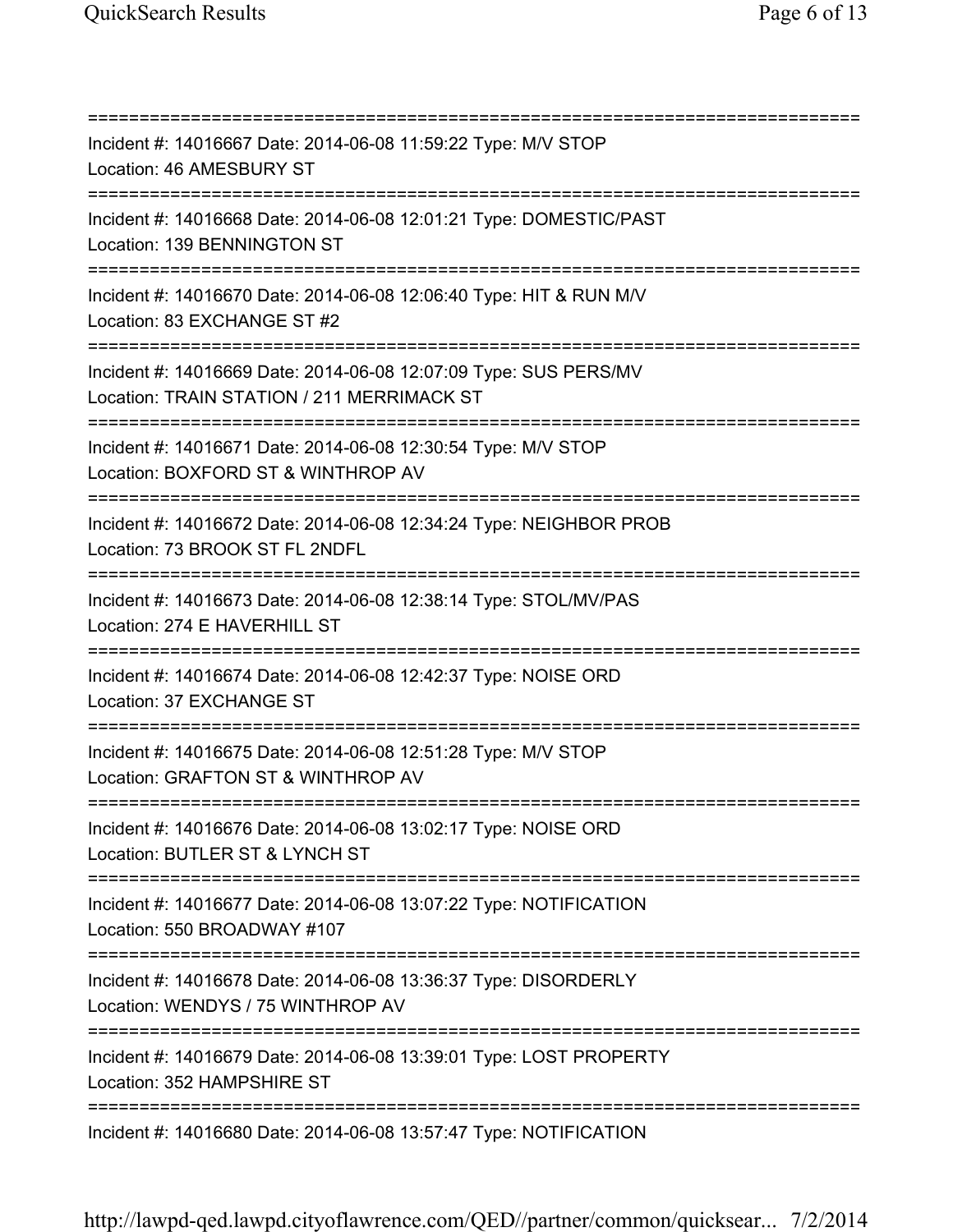===========================================================================

Incident #: 14016667 Date: 2014-06-08 11:59:22 Type: M/V STOP
Location: 46 AMESBURY ST

===========================================================================

Incident #: 14016668 Date: 2014-06-08 12:01:21 Type: DOMESTIC/PAST
Location: 139 BENNINGTON ST

===========================================================================

Incident #: 14016670 Date: 2014-06-08 12:06:40 Type: HIT & RUN M/V
Location: 83 EXCHANGE ST #2

===========================================================================

Incident #: 14016669 Date: 2014-06-08 12:07:09 Type: SUS PERS/MV
Location: TRAIN STATION / 211 MERRIMACK ST

===========================================================================

Incident #: 14016671 Date: 2014-06-08 12:30:54 Type: M/V STOP
Location: BOXFORD ST & WINTHROP AV

===========================================================================

Incident #: 14016672 Date: 2014-06-08 12:34:24 Type: NEIGHBOR PROB
Location: 73 BROOK ST FL 2NDFL

===========================================================================

Incident #: 14016673 Date: 2014-06-08 12:38:14 Type: STOL/MV/PAS
Location: 274 E HAVERHILL ST

===========================================================================

Incident #: 14016674 Date: 2014-06-08 12:42:37 Type: NOISE ORD
Location: 37 EXCHANGE ST

===========================================================================

Incident #: 14016675 Date: 2014-06-08 12:51:28 Type: M/V STOP
Location: GRAFTON ST & WINTHROP AV

===========================================================================

Incident #: 14016676 Date: 2014-06-08 13:02:17 Type: NOISE ORD
Location: BUTLER ST & LYNCH ST

===========================================================================

Incident #: 14016677 Date: 2014-06-08 13:07:22 Type: NOTIFICATION
Location: 550 BROADWAY #107

===========================================================================

Incident #: 14016678 Date: 2014-06-08 13:36:37 Type: DISORDERLY
Location: WENDYS / 75 WINTHROP AV

===========================================================================

Incident #: 14016679 Date: 2014-06-08 13:39:01 Type: LOST PROPERTY
Location: 352 HAMPSHIRE ST

===========================================================================

Incident #: 14016680 Date: 2014-06-08 13:57:47 Type: NOTIFICATION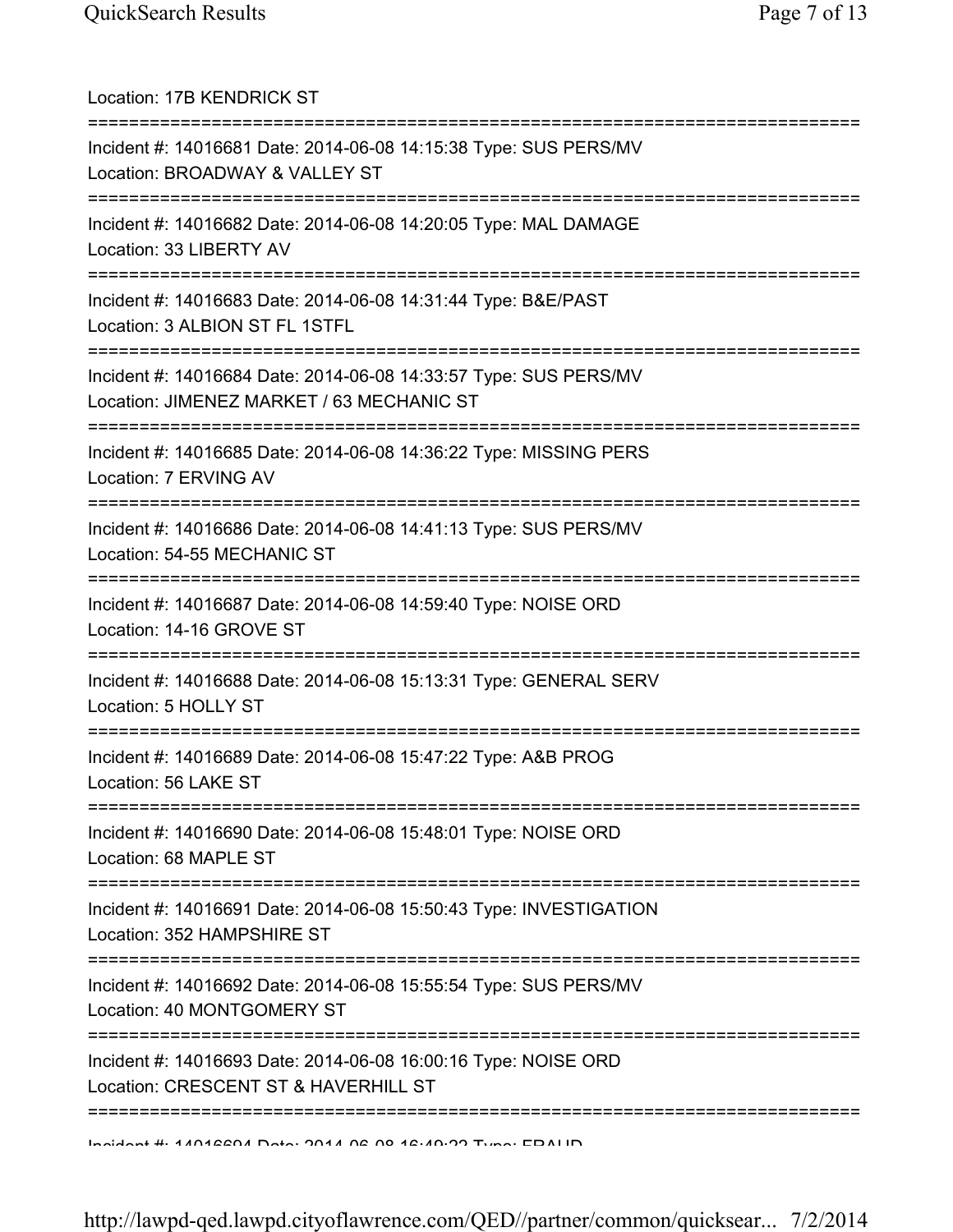Location: 17B KENDRICK ST

===========================================================================

Incident #: 14016681 Date: 2014-06-08 14:15:38 Type: SUS PERS/MV
Location: BROADWAY & VALLEY ST

===========================================================================

Incident #: 14016682 Date: 2014-06-08 14:20:05 Type: MAL DAMAGE
Location: 33 LIBERTY AV

===========================================================================

Incident #: 14016683 Date: 2014-06-08 14:31:44 Type: B&E/PAST
Location: 3 ALBION ST FL 1STFL

===========================================================================

Incident #: 14016684 Date: 2014-06-08 14:33:57 Type: SUS PERS/MV
Location: JIMENEZ MARKET / 63 MECHANIC ST

===========================================================================

Incident #: 14016685 Date: 2014-06-08 14:36:22 Type: MISSING PERS
Location: 7 ERVING AV

===========================================================================

Incident #: 14016686 Date: 2014-06-08 14:41:13 Type: SUS PERS/MV
Location: 54-55 MECHANIC ST

===========================================================================

Incident #: 14016687 Date: 2014-06-08 14:59:40 Type: NOISE ORD
Location: 14-16 GROVE ST

===========================================================================

Incident #: 14016688 Date: 2014-06-08 15:13:31 Type: GENERAL SERV
Location: 5 HOLLY ST

===========================================================================

Incident #: 14016689 Date: 2014-06-08 15:47:22 Type: A&B PROG
Location: 56 LAKE ST

===========================================================================

Incident #: 14016690 Date: 2014-06-08 15:48:01 Type: NOISE ORD
Location: 68 MAPLE ST

===========================================================================

Incident #: 14016691 Date: 2014-06-08 15:50:43 Type: INVESTIGATION
Location: 352 HAMPSHIRE ST

===========================================================================

Incident #: 14016692 Date: 2014-06-08 15:55:54 Type: SUS PERS/MV
Location: 40 MONTGOMERY ST

===========================================================================

Incident #: 14016693 Date: 2014-06-08 16:00:16 Type: NOISE ORD
Location: CRESCENT ST & HAVERHILL ST

===========================================================================

Incident #: 14016694 Date: 2014-06-08 16:49:22 Type: FRAUD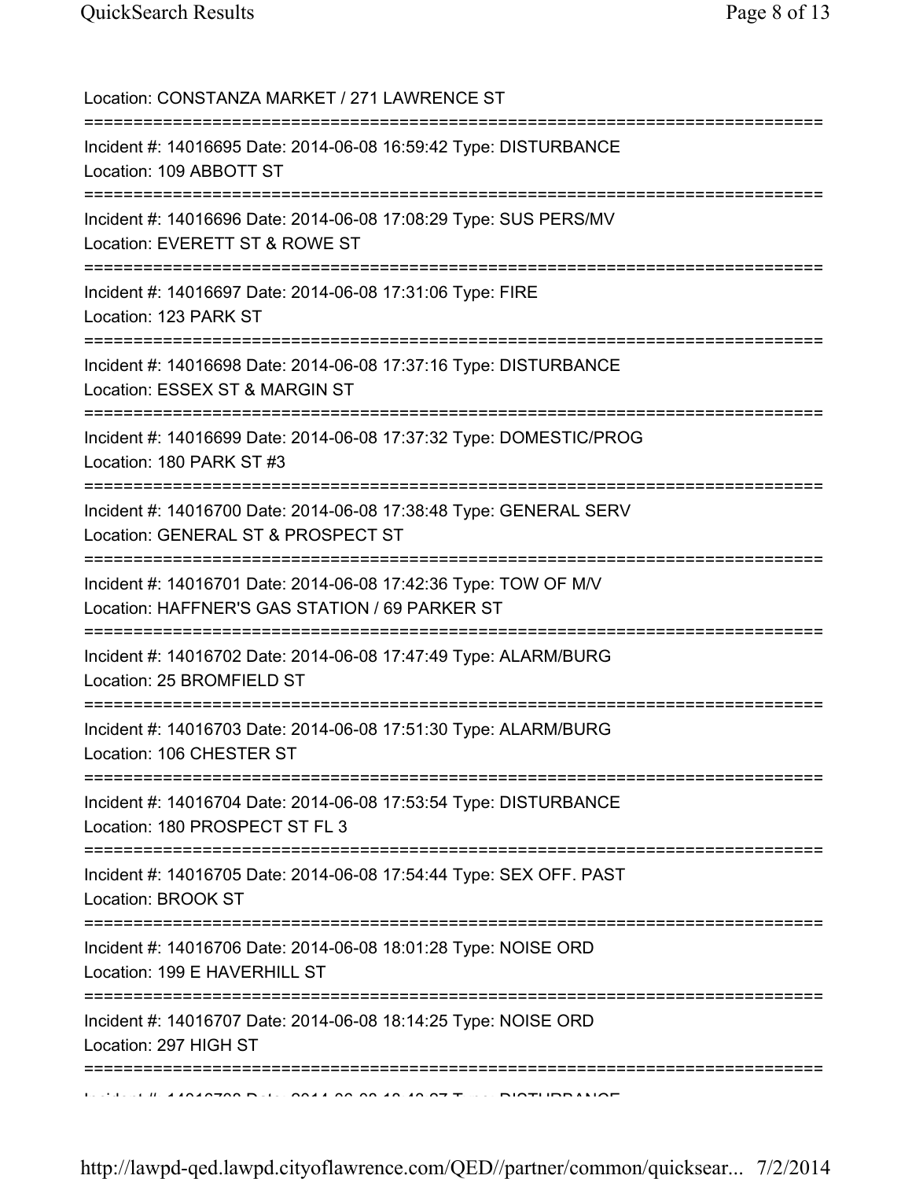Location: CONSTANZA MARKET / 271 LAWRENCE ST

===========================================================================

Incident #: 14016695 Date: 2014-06-08 16:59:42 Type: DISTURBANCE

Location: 109 ABBOTT ST

===========================================================================

Incident #: 14016696 Date: 2014-06-08 17:08:29 Type: SUS PERS/MV

Location: EVERETT ST & ROWE ST

===========================================================================

Incident #: 14016697 Date: 2014-06-08 17:31:06 Type: FIRE

Location: 123 PARK ST

===========================================================================

Incident #: 14016698 Date: 2014-06-08 17:37:16 Type: DISTURBANCE

Location: ESSEX ST & MARGIN ST

===========================================================================

Incident #: 14016699 Date: 2014-06-08 17:37:32 Type: DOMESTIC/PROG

Location: 180 PARK ST #3

===========================================================================

Incident #: 14016700 Date: 2014-06-08 17:38:48 Type: GENERAL SERV

Location: GENERAL ST & PROSPECT ST

===========================================================================

Incident #: 14016701 Date: 2014-06-08 17:42:36 Type: TOW OF M/V

Location: HAFFNER'S GAS STATION / 69 PARKER ST

===========================================================================

Incident #: 14016702 Date: 2014-06-08 17:47:49 Type: ALARM/BURG

Location: 25 BROMFIELD ST

===========================================================================

Incident #: 14016703 Date: 2014-06-08 17:51:30 Type: ALARM/BURG

Location: 106 CHESTER ST

===========================================================================

Incident #: 14016704 Date: 2014-06-08 17:53:54 Type: DISTURBANCE

Location: 180 PROSPECT ST FL 3

===========================================================================

Incident #: 14016705 Date: 2014-06-08 17:54:44 Type: SEX OFF. PAST

Location: BROOK ST

===========================================================================

Incident #: 14016706 Date: 2014-06-08 18:01:28 Type: NOISE ORD

Location: 199 E HAVERHILL ST

===========================================================================

Incident #: 14016707 Date: 2014-06-08 18:14:25 Type: NOISE ORD

Location: 297 HIGH ST

===========================================================================

Incident #: 14016708 Date: 2014-06-08 18:42:27 Type: DISTURBANCE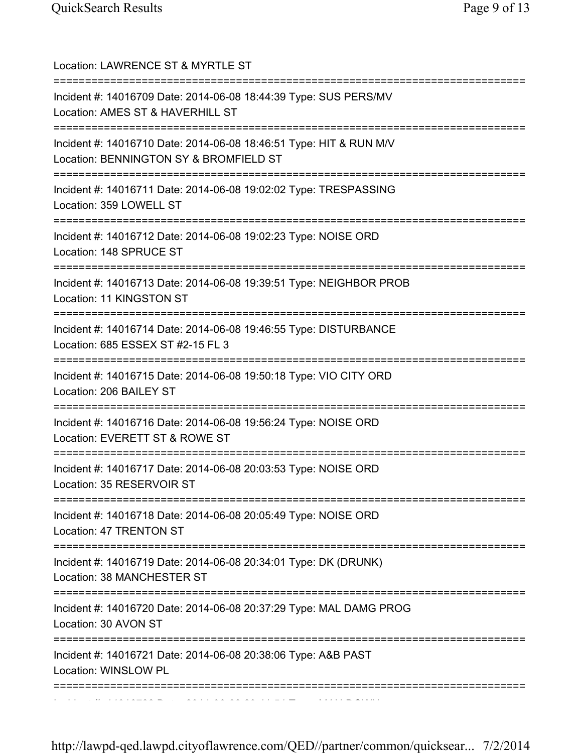Location: LAWRENCE ST & MYRTLE ST

===========================================================================

Incident #: 14016709 Date: 2014-06-08 18:44:39 Type: SUS PERS/MV
Location: AMES ST & HAVERHILL ST

===========================================================================

Incident #: 14016710 Date: 2014-06-08 18:46:51 Type: HIT & RUN M/V
Location: BENNINGTON SY & BROMFIELD ST

===========================================================================

Incident #: 14016711 Date: 2014-06-08 19:02:02 Type: TRESPASSING
Location: 359 LOWELL ST

===========================================================================

Incident #: 14016712 Date: 2014-06-08 19:02:23 Type: NOISE ORD
Location: 148 SPRUCE ST

===========================================================================

Incident #: 14016713 Date: 2014-06-08 19:39:51 Type: NEIGHBOR PROB
Location: 11 KINGSTON ST

===========================================================================

Incident #: 14016714 Date: 2014-06-08 19:46:55 Type: DISTURBANCE
Location: 685 ESSEX ST #2-15 FL 3

===========================================================================

Incident #: 14016715 Date: 2014-06-08 19:50:18 Type: VIO CITY ORD
Location: 206 BAILEY ST

===========================================================================

Incident #: 14016716 Date: 2014-06-08 19:56:24 Type: NOISE ORD
Location: EVERETT ST & ROWE ST

===========================================================================

Incident #: 14016717 Date: 2014-06-08 20:03:53 Type: NOISE ORD
Location: 35 RESERVOIR ST

===========================================================================

Incident #: 14016718 Date: 2014-06-08 20:05:49 Type: NOISE ORD
Location: 47 TRENTON ST

===========================================================================

Incident #: 14016719 Date: 2014-06-08 20:34:01 Type: DK (DRUNK)
Location: 38 MANCHESTER ST

===========================================================================

Incident #: 14016720 Date: 2014-06-08 20:37:29 Type: MAL DAMG PROG
Location: 30 AVON ST

===========================================================================

Incident #: 14016721 Date: 2014-06-08 20:38:06 Type: A&B PAST
Location: WINSLOW PL

===========================================================================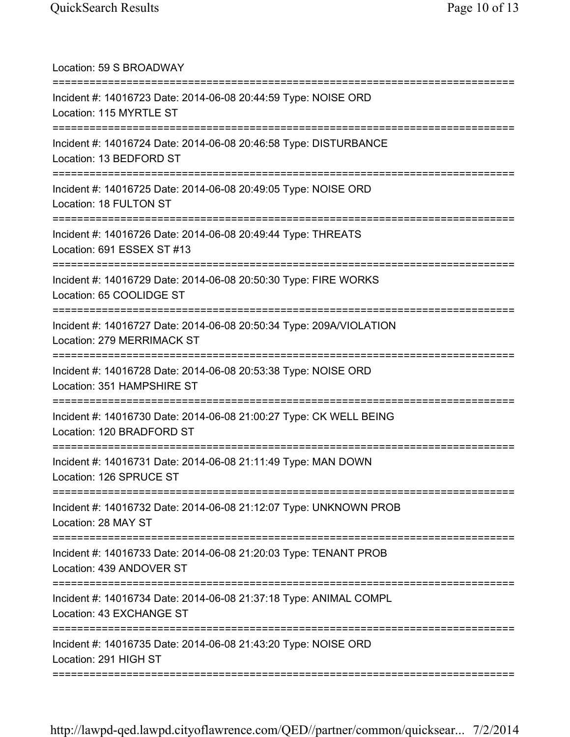Location: 59 S BROADWAY

===========================================================================

Incident #: 14016723 Date: 2014-06-08 20:44:59 Type: NOISE ORD
Location: 115 MYRTLE ST

===========================================================================

Incident #: 14016724 Date: 2014-06-08 20:46:58 Type: DISTURBANCE
Location: 13 BEDFORD ST

===========================================================================

Incident #: 14016725 Date: 2014-06-08 20:49:05 Type: NOISE ORD
Location: 18 FULTON ST

===========================================================================

Incident #: 14016726 Date: 2014-06-08 20:49:44 Type: THREATS
Location: 691 ESSEX ST #13

===========================================================================

Incident #: 14016729 Date: 2014-06-08 20:50:30 Type: FIRE WORKS
Location: 65 COOLIDGE ST

===========================================================================

Incident #: 14016727 Date: 2014-06-08 20:50:34 Type: 209A/VIOLATION
Location: 279 MERRIMACK ST

===========================================================================

Incident #: 14016728 Date: 2014-06-08 20:53:38 Type: NOISE ORD
Location: 351 HAMPSHIRE ST

===========================================================================

Incident #: 14016730 Date: 2014-06-08 21:00:27 Type: CK WELL BEING
Location: 120 BRADFORD ST

===========================================================================

Incident #: 14016731 Date: 2014-06-08 21:11:49 Type: MAN DOWN
Location: 126 SPRUCE ST

===========================================================================

Incident #: 14016732 Date: 2014-06-08 21:12:07 Type: UNKNOWN PROB
Location: 28 MAY ST

===========================================================================

Incident #: 14016733 Date: 2014-06-08 21:20:03 Type: TENANT PROB
Location: 439 ANDOVER ST

===========================================================================

Incident #: 14016734 Date: 2014-06-08 21:37:18 Type: ANIMAL COMPL
Location: 43 EXCHANGE ST

===========================================================================

Incident #: 14016735 Date: 2014-06-08 21:43:20 Type: NOISE ORD
Location: 291 HIGH ST

===========================================================================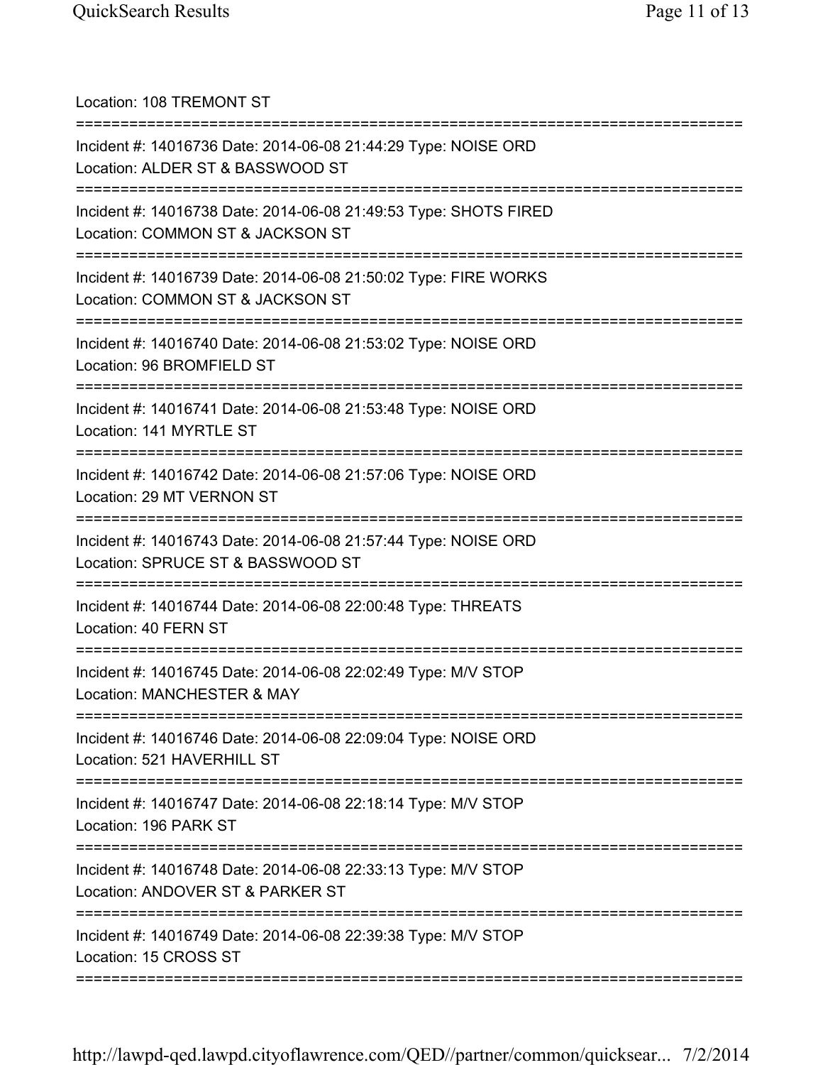Location: 108 TREMONT ST

===========================================================================

Incident #: 14016736 Date: 2014-06-08 21:44:29 Type: NOISE ORD
Location: ALDER ST & BASSWOOD ST

===========================================================================

Incident #: 14016738 Date: 2014-06-08 21:49:53 Type: SHOTS FIRED
Location: COMMON ST & JACKSON ST

===========================================================================

Incident #: 14016739 Date: 2014-06-08 21:50:02 Type: FIRE WORKS
Location: COMMON ST & JACKSON ST

===========================================================================

Incident #: 14016740 Date: 2014-06-08 21:53:02 Type: NOISE ORD
Location: 96 BROMFIELD ST

===========================================================================

Incident #: 14016741 Date: 2014-06-08 21:53:48 Type: NOISE ORD
Location: 141 MYRTLE ST

===========================================================================

Incident #: 14016742 Date: 2014-06-08 21:57:06 Type: NOISE ORD
Location: 29 MT VERNON ST

===========================================================================

Incident #: 14016743 Date: 2014-06-08 21:57:44 Type: NOISE ORD
Location: SPRUCE ST & BASSWOOD ST

===========================================================================

Incident #: 14016744 Date: 2014-06-08 22:00:48 Type: THREATS
Location: 40 FERN ST

===========================================================================

Incident #: 14016745 Date: 2014-06-08 22:02:49 Type: M/V STOP
Location: MANCHESTER & MAY

===========================================================================

Incident #: 14016746 Date: 2014-06-08 22:09:04 Type: NOISE ORD
Location: 521 HAVERHILL ST

===========================================================================

Incident #: 14016747 Date: 2014-06-08 22:18:14 Type: M/V STOP
Location: 196 PARK ST

===========================================================================

Incident #: 14016748 Date: 2014-06-08 22:33:13 Type: M/V STOP
Location: ANDOVER ST & PARKER ST

===========================================================================

Incident #: 14016749 Date: 2014-06-08 22:39:38 Type: M/V STOP
Location: 15 CROSS ST

===========================================================================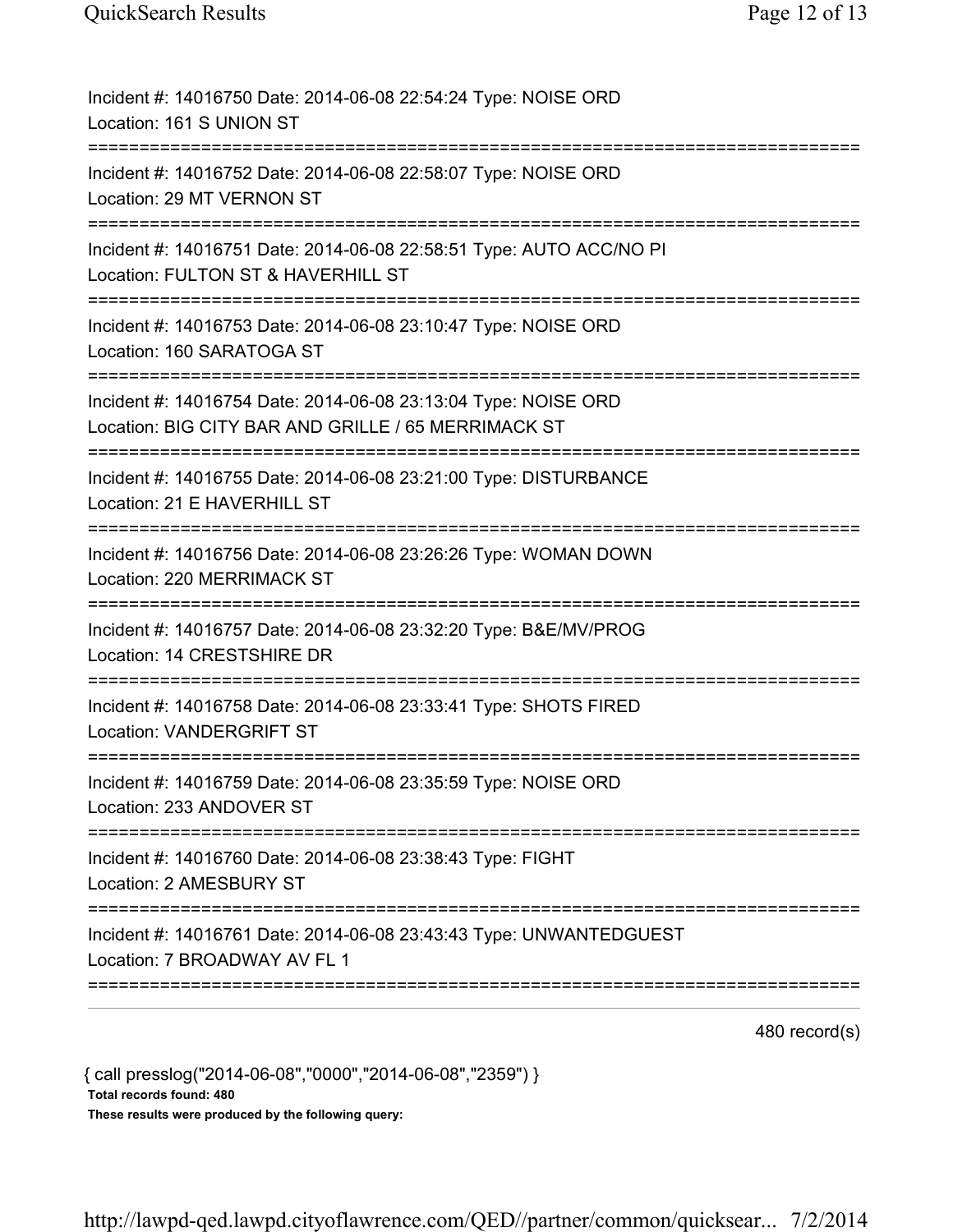Incident #: 14016750 Date: 2014-06-08 22:54:24 Type: NOISE ORD
Location: 161 S UNION ST

===========================================================================

Incident #: 14016752 Date: 2014-06-08 22:58:07 Type: NOISE ORD
Location: 29 MT VERNON ST

===========================================================================

Incident #: 14016751 Date: 2014-06-08 22:58:51 Type: AUTO ACC/NO PI
Location: FULTON ST & HAVERHILL ST

===========================================================================

Incident #: 14016753 Date: 2014-06-08 23:10:47 Type: NOISE ORD
Location: 160 SARATOGA ST

===========================================================================

Incident #: 14016754 Date: 2014-06-08 23:13:04 Type: NOISE ORD
Location: BIG CITY BAR AND GRILLE / 65 MERRIMACK ST

===========================================================================

Incident #: 14016755 Date: 2014-06-08 23:21:00 Type: DISTURBANCE
Location: 21 E HAVERHILL ST

===========================================================================

Incident #: 14016756 Date: 2014-06-08 23:26:26 Type: WOMAN DOWN
Location: 220 MERRIMACK ST

===========================================================================

Incident #: 14016757 Date: 2014-06-08 23:32:20 Type: B&E/MV/PROG
Location: 14 CRESTSHIRE DR

===========================================================================

Incident #: 14016758 Date: 2014-06-08 23:33:41 Type: SHOTS FIRED
Location: VANDERGRIFT ST

===========================================================================

Incident #: 14016759 Date: 2014-06-08 23:35:59 Type: NOISE ORD
Location: 233 ANDOVER ST

===========================================================================

Incident #: 14016760 Date: 2014-06-08 23:38:43 Type: FIGHT
Location: 2 AMESBURY ST

===========================================================================

Incident #: 14016761 Date: 2014-06-08 23:43:43 Type: UNWANTEDGUEST
Location: 7 BROADWAY AV FL 1

===========================================================================

480 record(s)

{ call presslog("2014-06-08","0000","2014-06-08","2359") }

**Total records found: 480**

**These results were produced by the following query:**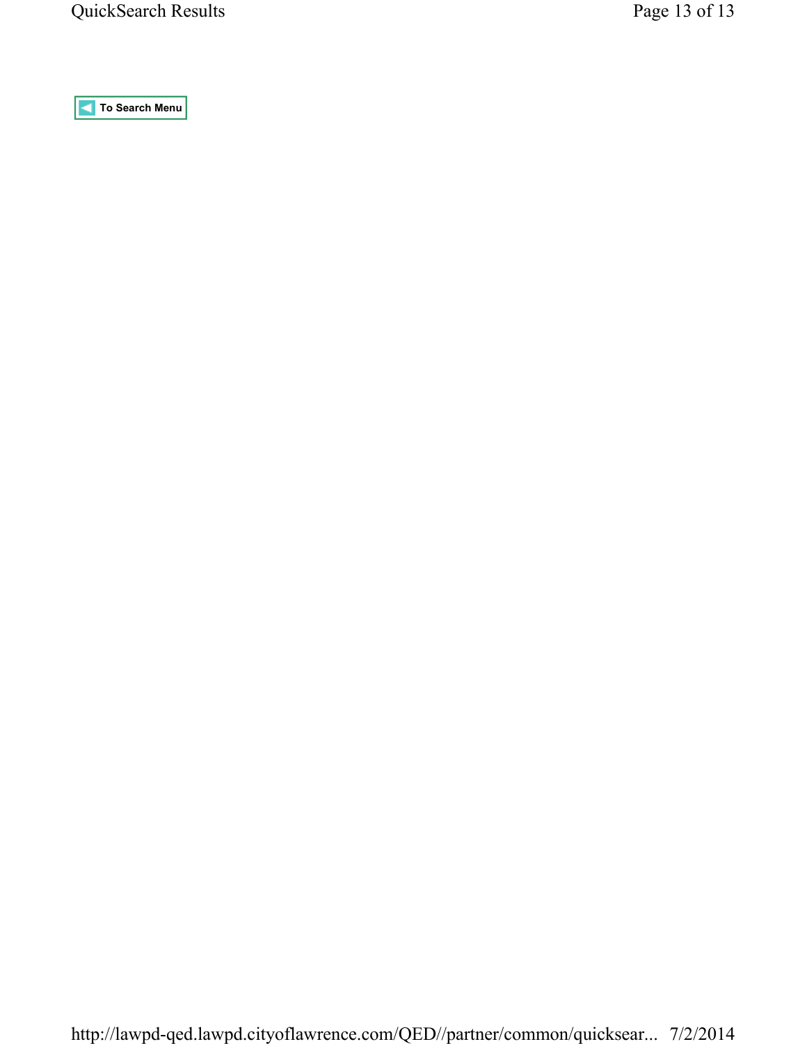To Search Menu